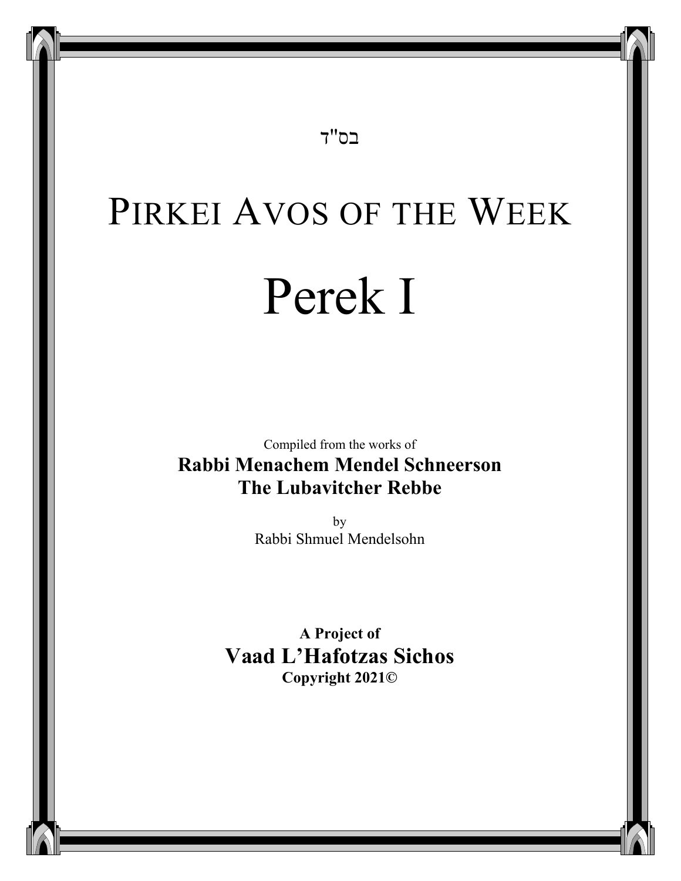בס"ד

# Pirkei Avos of the Week

# Perek I

Compiled from the works of
**Rabbi Menachem Mendel Schneerson**
**The Lubavitcher Rebbe**

by
Rabbi Shmuel Mendelsohn

**A Project of**
**Vaad L'Hafotzas Sichos**
**Copyright 2021©**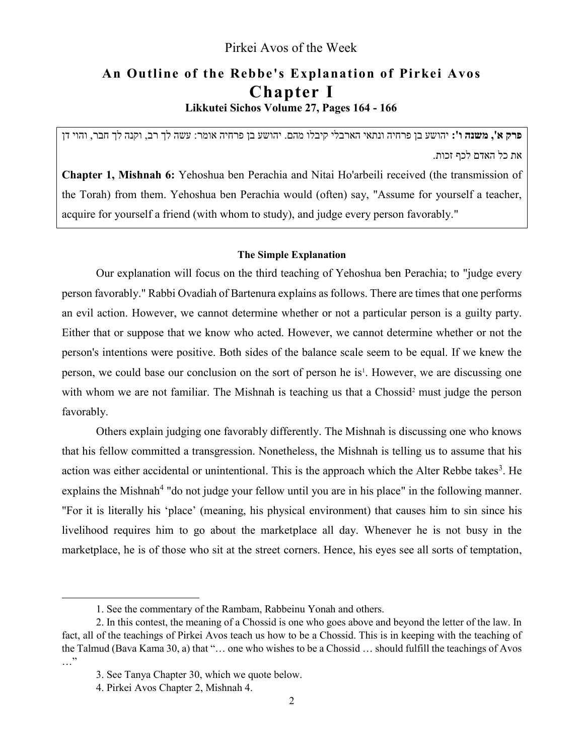Pirkei Avos of the Week

## An Outline of the Rebbe's Explanation of Pirkei Avos

# Chapter I

### Likkutei Sichos Volume 27, Pages 164 - 166

**פרק א', משנה ו':** יהושע בן פרחיה ונתאי הארבלי קיבלו מהם. יהושע בן פרחיה אומר: עשה לך רב, וקנה לך חבר, והוי דן את כל האדם לכף זכות.

**Chapter 1, Mishnah 6:** Yehoshua ben Perachia and Nitai Ho'arbeili received (the transmission of the Torah) from them. Yehoshua ben Perachia would (often) say, "Assume for yourself a teacher, acquire for yourself a friend (with whom to study), and judge every person favorably."

**The Simple Explanation**

Our explanation will focus on the third teaching of Yehoshua ben Perachia; to "judge every person favorably." Rabbi Ovadiah of Bartenura explains as follows. There are times that one performs an evil action. However, we cannot determine whether or not a particular person is a guilty party. Either that or suppose that we know who acted. However, we cannot determine whether or not the person's intentions were positive. Both sides of the balance scale seem to be equal. If we knew the person, we could base our conclusion on the sort of person he is[1]. However, we are discussing one with whom we are not familiar. The Mishnah is teaching us that a Chossid[2] must judge the person favorably.

Others explain judging one favorably differently. The Mishnah is discussing one who knows that his fellow committed a transgression. Nonetheless, the Mishnah is telling us to assume that his action was either accidental or unintentional. This is the approach which the Alter Rebbe takes[3]. He explains the Mishnah[4] "do not judge your fellow until you are in his place" in the following manner. "For it is literally his 'place' (meaning, his physical environment) that causes him to sin since his livelihood requires him to go about the marketplace all day. Whenever he is not busy in the marketplace, he is of those who sit at the street corners. Hence, his eyes see all sorts of temptation,

---

1. See the commentary of the Rambam, Rabbeinu Yonah and others.

2. In this contest, the meaning of a Chossid is one who goes above and beyond the letter of the law. In fact, all of the teachings of Pirkei Avos teach us how to be a Chossid. This is in keeping with the teaching of the Talmud (Bava Kama 30, a) that "… one who wishes to be a Chossid … should fulfill the teachings of Avos …"

3. See Tanya Chapter 30, which we quote below.

4. Pirkei Avos Chapter 2, Mishnah 4.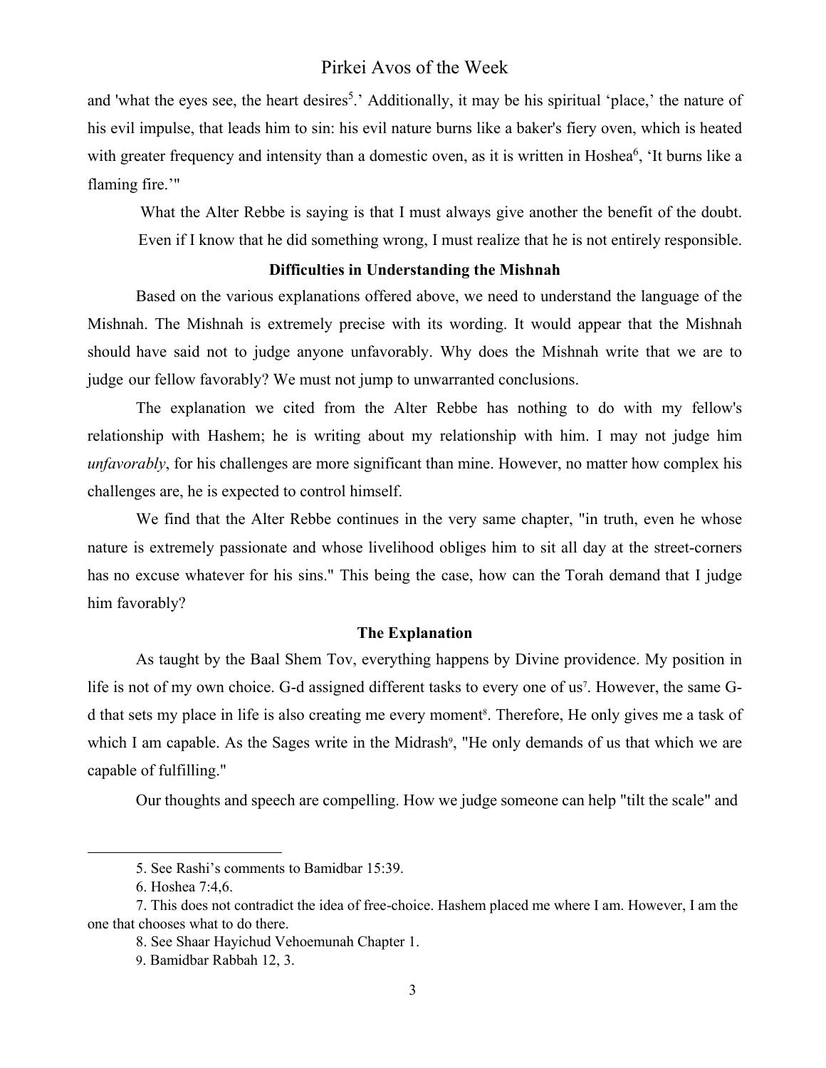and 'what the eyes see, the heart desires[5].' Additionally, it may be his spiritual 'place,' the nature of his evil impulse, that leads him to sin: his evil nature burns like a baker's fiery oven, which is heated with greater frequency and intensity than a domestic oven, as it is written in Hoshea[6], 'It burns like a flaming fire.'"

What the Alter Rebbe is saying is that I must always give another the benefit of the doubt. Even if I know that he did something wrong, I must realize that he is not entirely responsible.

### Difficulties in Understanding the Mishnah

Based on the various explanations offered above, we need to understand the language of the Mishnah. The Mishnah is extremely precise with its wording. It would appear that the Mishnah should have said not to judge anyone unfavorably. Why does the Mishnah write that we are to judge our fellow favorably? We must not jump to unwarranted conclusions.

The explanation we cited from the Alter Rebbe has nothing to do with my fellow's relationship with Hashem; he is writing about my relationship with him. I may not judge him *unfavorably*, for his challenges are more significant than mine. However, no matter how complex his challenges are, he is expected to control himself.

We find that the Alter Rebbe continues in the very same chapter, "in truth, even he whose nature is extremely passionate and whose livelihood obliges him to sit all day at the street-corners has no excuse whatever for his sins." This being the case, how can the Torah demand that I judge him favorably?

### The Explanation

As taught by the Baal Shem Tov, everything happens by Divine providence. My position in life is not of my own choice. G-d assigned different tasks to every one of us[7]. However, the same G-d that sets my place in life is also creating me every moment[8]. Therefore, He only gives me a task of which I am capable. As the Sages write in the Midrash[9], "He only demands of us that which we are capable of fulfilling."

Our thoughts and speech are compelling. How we judge someone can help "tilt the scale" and

---

5. See Rashi's comments to Bamidbar 15:39.

6. Hoshea 7:4,6.

7. This does not contradict the idea of free-choice. Hashem placed me where I am. However, I am the one that chooses what to do there.

8. See Shaar Hayichud Vehoemunah Chapter 1.

9. Bamidbar Rabbah 12, 3.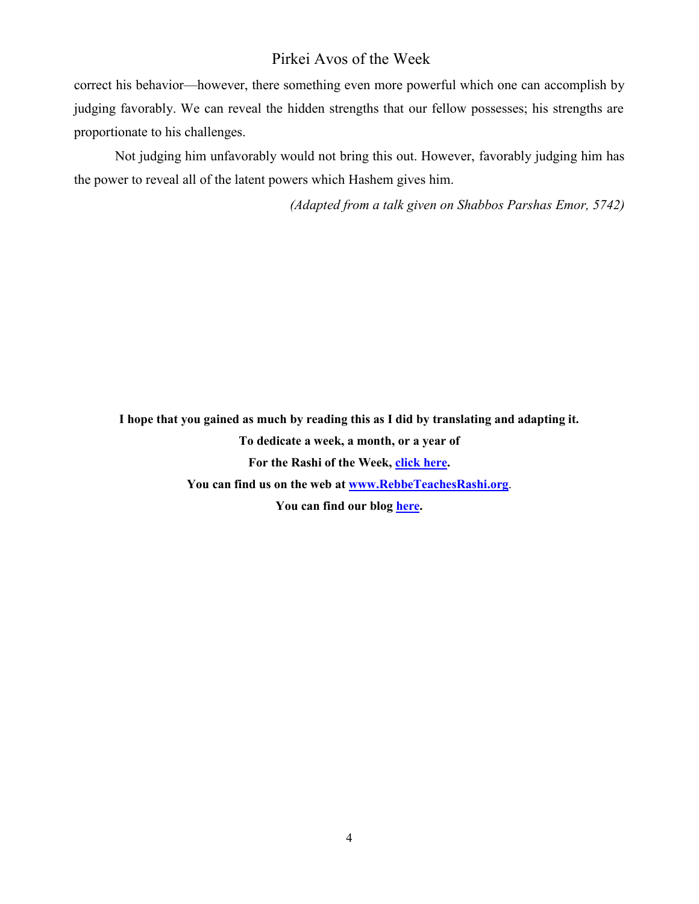correct his behavior—however, there something even more powerful which one can accomplish by judging favorably. We can reveal the hidden strengths that our fellow possesses; his strengths are proportionate to his challenges.

Not judging him unfavorably would not bring this out. However, favorably judging him has the power to reveal all of the latent powers which Hashem gives him.

*(Adapted from a talk given on Shabbos Parshas Emor, 5742)*

**I hope that you gained as much by reading this as I did by translating and adapting it.**

**To dedicate a week, a month, or a year of**

**For the Rashi of the Week, click here.**

**You can find us on the web at www.RebbeTeachesRashi.org.**

**You can find our blog here.**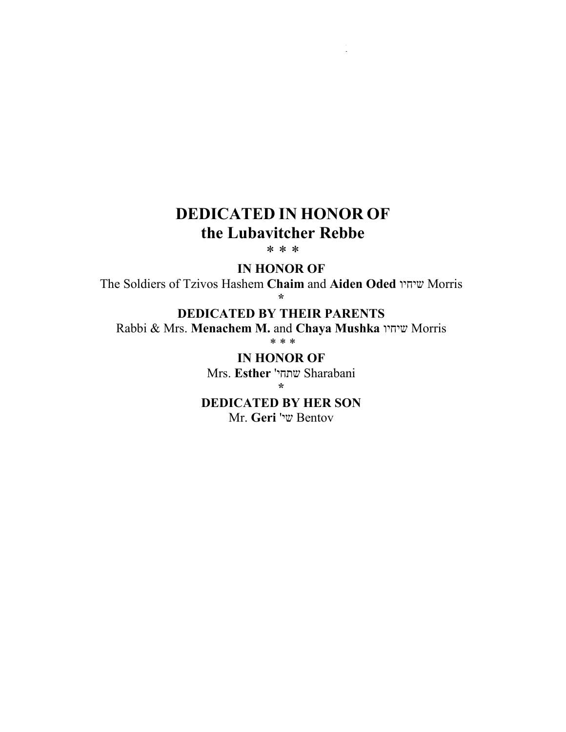**DEDICATED IN HONOR OF**
**the Lubavitcher Rebbe**

\* \* \*

**IN HONOR OF**

The Soldiers of Tzivos Hashem **Chaim** and **Aiden Oded** שיחיו Morris

\*

**DEDICATED BY THEIR PARENTS**

Rabbi & Mrs. **Menachem M.** and **Chaya Mushka** שיחיו Morris

\* \* \*

**IN HONOR OF**

Mrs. **Esther** שתחי' Sharabani

\*

**DEDICATED BY HER SON**

Mr. **Geri** שי' Bentov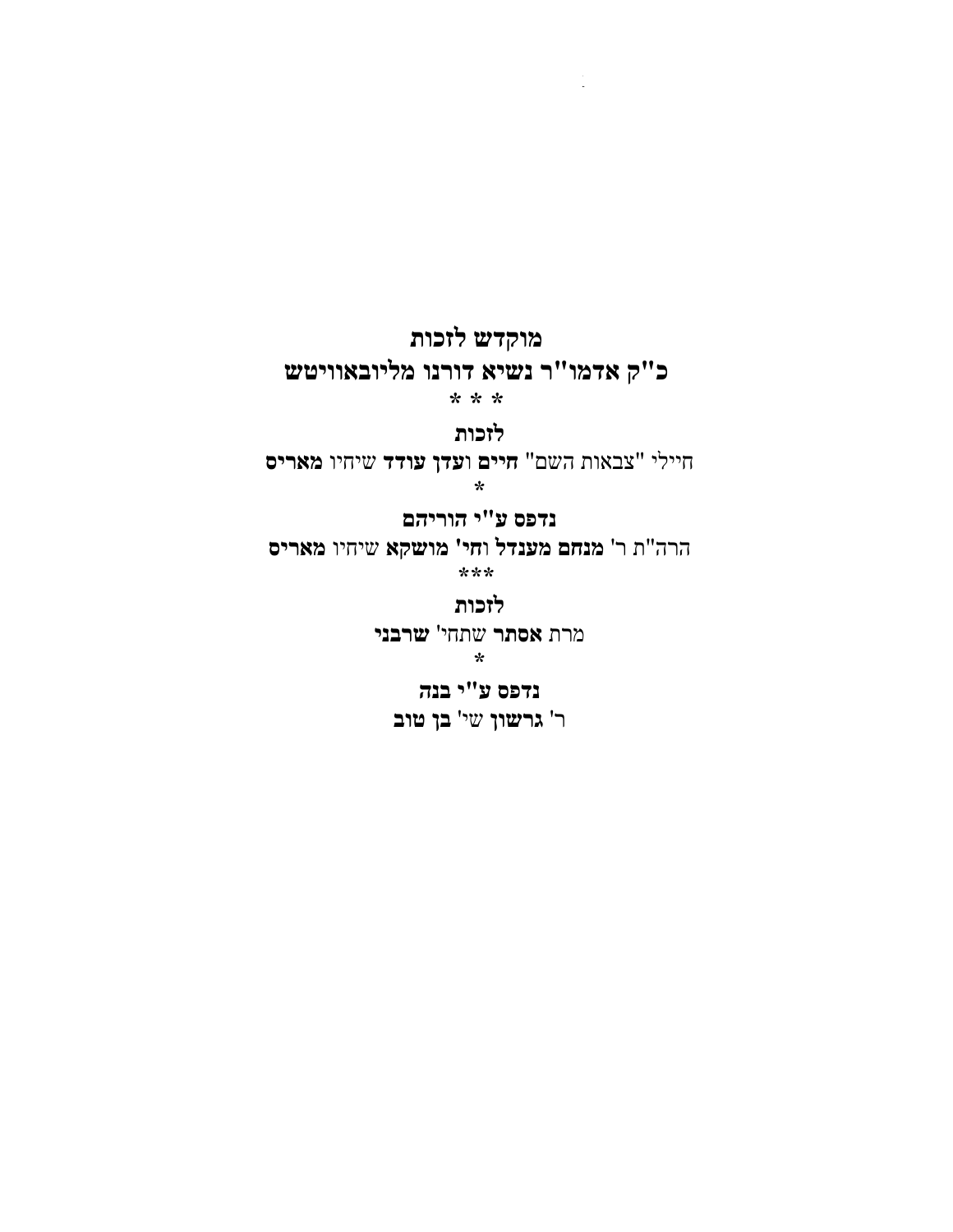**מוקדש לזכות**

**כ"ק אדמו"ר נשיא דורנו מליובאוויטש**

* * *

**לזכות**

חיילי "צבאות השם" **חיים** ו**עדן עודד** שיחיו **מאריס**

*

**נדפס ע"י הוריהם**

הרה"ת ר' **מנחם מענדל** ו**חי' מושקא** שיחיו **מאריס**

***

**לזכות**

מרת **אסתר** שתחי' **שרבני**

*

**נדפס ע"י בנה**

ר' **גרשון** שי' **בן טוב**